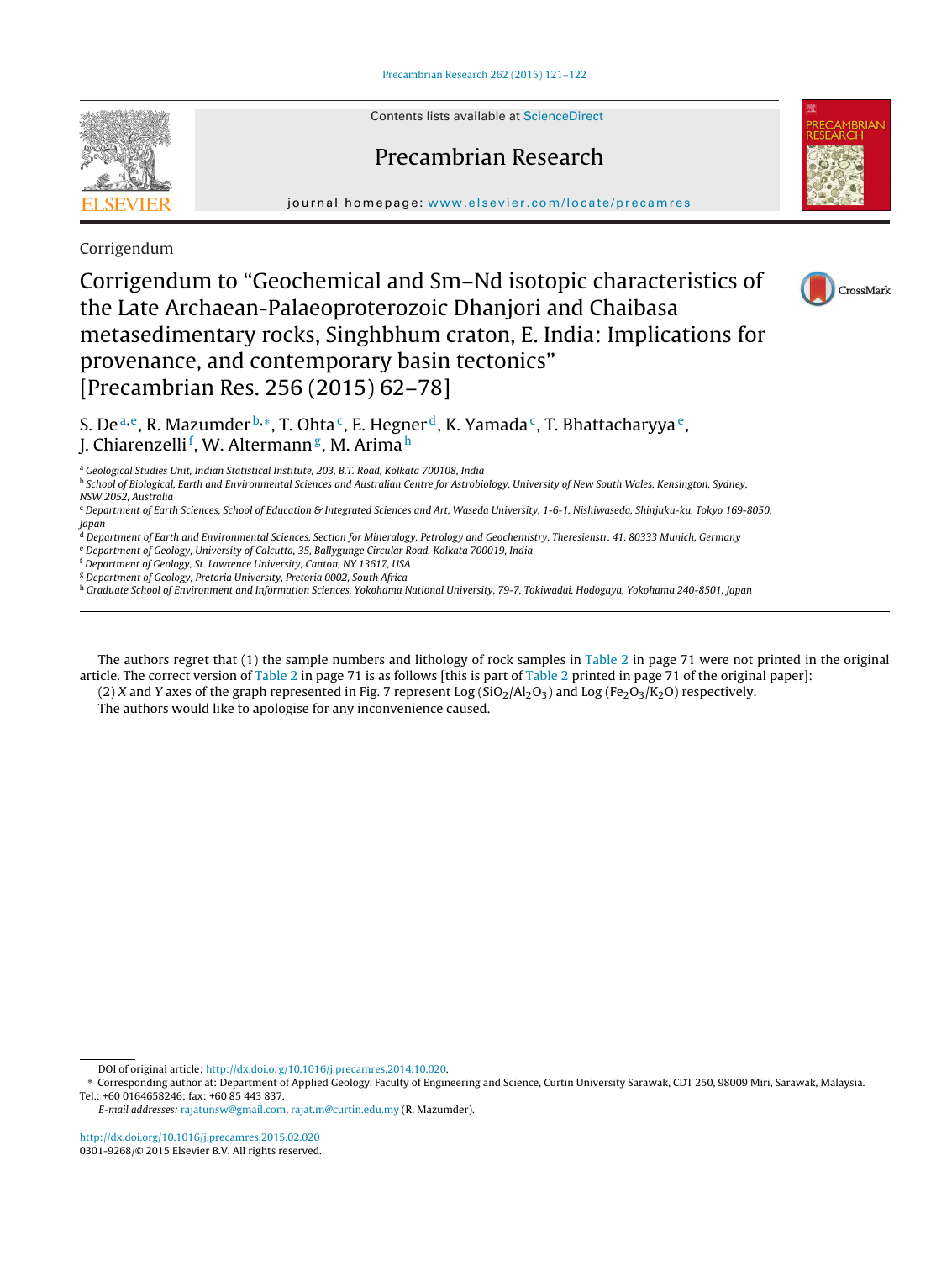Corrigendum

# Corrigendum to "Geochemical and Sm–Nd isotopic characteristics of the Late Archaean-Palaeoproterozoic Dhanjori and Chaibasa metasedimentary rocks, Singhbhum craton, E. India: Implications for provenance, and contemporary basin tectonics" [Precambrian Res. 256 (2015) 62–78]

S. De[a,e], R. Mazumder[b,*], T. Ohta[c], E. Hegner[d], K. Yamada[c], T. Bhattacharyya[e], J. Chiarenzelli[f], W. Altermann[g], M. Arima[h]

[a] Geological Studies Unit, Indian Statistical Institute, 203, B.T. Road, Kolkata 700108, India
[b] School of Biological, Earth and Environmental Sciences and Australian Centre for Astrobiology, University of New South Wales, Kensington, Sydney, NSW 2052, Australia
[c] Department of Earth Sciences, School of Education & Integrated Sciences and Art, Waseda University, 1-6-1, Nishiwaseda, Shinjuku-ku, Tokyo 169-8050, Japan
[d] Department of Earth and Environmental Sciences, Section for Mineralogy, Petrology and Geochemistry, Theresienstr. 41, 80333 Munich, Germany
[e] Department of Geology, University of Calcutta, 35, Ballygunge Circular Road, Kolkata 700019, India
[f] Department of Geology, St. Lawrence University, Canton, NY 13617, USA
[g] Department of Geology, Pretoria University, Pretoria 0002, South Africa
[h] Graduate School of Environment and Information Sciences, Yokohama National University, 79-7, Tokiwadai, Hodogaya, Yokohama 240-8501, Japan

The authors regret that (1) the sample numbers and lithology of rock samples in Table 2 in page 71 were not printed in the original article. The correct version of Table 2 in page 71 is as follows [this is part of Table 2 printed in page 71 of the original paper]:

(2) *X* and *Y* axes of the graph represented in Fig. 7 represent Log ($SiO_2/Al_2O_3$) and Log ($Fe_2O_3/K_2O$) respectively.

The authors would like to apologise for any inconvenience caused.

DOI of original article: http://dx.doi.org/10.1016/j.precamres.2014.10.020.

* Corresponding author at: Department of Applied Geology, Faculty of Engineering and Science, Curtin University Sarawak, CDT 250, 98009 Miri, Sarawak, Malaysia. Tel.: +60 0164658246; fax: +60 85 443 837.

*E-mail addresses:* rajatunsw@gmail.com, rajat.m@curtin.edu.my (R. Mazumder).

http://dx.doi.org/10.1016/j.precamres.2015.02.020
0301-9268/© 2015 Elsevier B.V. All rights reserved.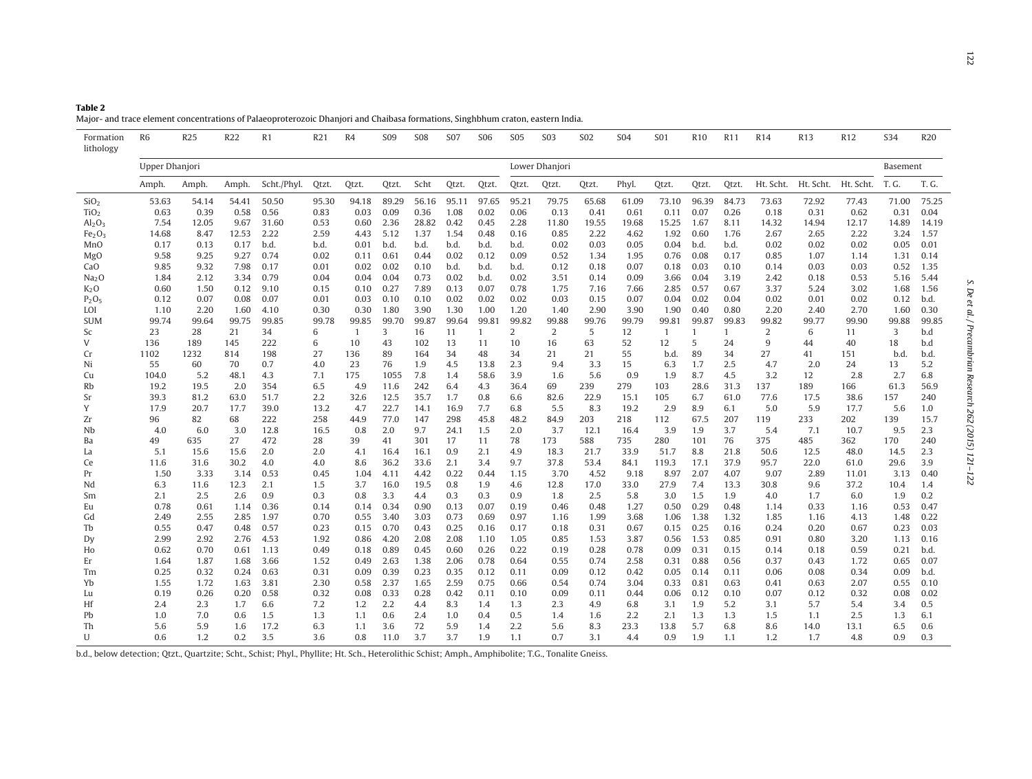**Table 2**
Major- and trace element concentrations of Palaeoproterozoic Dhanjori and Chaibasa formations, Singhbhum craton, eastern India.

| Formation lithology | R6 | R25 | R22 | R1 | R21 | R4 | S09 | S08 | S07 | S06 | S05 | S03 | S02 | S04 | S01 | R10 | R11 | R14 | R13 | R12 | S34 | R20 |
|---|---|---|---|---|---|---|---|---|---|---|---|---|---|---|---|---|---|---|---|---|---|---|
| | Upper Dhanjori | | | | | | | | | | Lower Dhanjori | | | | | | | | | | Basement | |
| | Amph. | Amph. | Amph. | Scht./Phyl. | Qtzt. | Qtzt. | Qtzt. | Scht | Qtzt. | Qtzt. | Qtzt. | Qtzt. | Qtzt. | Phyl. | Qtzt. | Qtzt. | Qtzt. | Ht. Scht. | Ht. Scht. | Ht. Scht. | T. G. | T. G. |
| $SiO_2$ | 53.63 | 54.14 | 54.41 | 50.50 | 95.30 | 94.18 | 89.29 | 56.16 | 95.11 | 97.65 | 95.21 | 79.75 | 65.68 | 61.09 | 73.10 | 96.39 | 84.73 | 73.63 | 72.92 | 77.43 | 71.00 | 75.25 |
| $TiO_2$ | 0.63 | 0.39 | 0.58 | 0.56 | 0.83 | 0.03 | 0.09 | 0.36 | 1.08 | 0.02 | 0.06 | 0.13 | 0.41 | 0.61 | 0.11 | 0.07 | 0.26 | 0.18 | 0.31 | 0.62 | 0.31 | 0.04 |
| $Al_2O_3$ | 7.54 | 12.05 | 9.67 | 31.60 | 0.53 | 0.60 | 2.36 | 28.82 | 0.42 | 0.45 | 2.28 | 11.80 | 19.55 | 19.68 | 15.25 | 1.67 | 8.11 | 14.32 | 14.94 | 12.17 | 14.89 | 14.19 |
| $Fe_2O_3$ | 14.68 | 8.47 | 12.53 | 2.22 | 2.59 | 4.43 | 5.12 | 1.37 | 1.54 | 0.48 | 0.16 | 0.85 | 2.22 | 4.62 | 1.92 | 0.60 | 1.76 | 2.67 | 2.65 | 2.22 | 3.24 | 1.57 |
| MnO | 0.17 | 0.13 | 0.17 | b.d. | b.d. | 0.01 | b.d. | b.d. | b.d. | b.d. | b.d. | 0.02 | 0.03 | 0.05 | 0.04 | b.d. | b.d. | 0.02 | 0.02 | 0.02 | 0.05 | 0.01 |
| MgO | 9.58 | 9.25 | 9.27 | 0.74 | 0.02 | 0.11 | 0.61 | 0.44 | 0.02 | 0.12 | 0.09 | 0.52 | 1.34 | 1.95 | 0.76 | 0.08 | 0.17 | 0.85 | 1.07 | 1.14 | 1.31 | 0.14 |
| CaO | 9.85 | 9.32 | 7.98 | 0.17 | 0.01 | 0.02 | 0.02 | 0.10 | b.d. | b.d. | b.d. | 0.12 | 0.18 | 0.07 | 0.18 | 0.03 | 0.10 | 0.14 | 0.03 | 0.03 | 0.52 | 1.35 |
| $Na_2O$ | 1.84 | 2.12 | 3.34 | 0.79 | 0.04 | 0.04 | 0.04 | 0.73 | 0.02 | b.d. | 0.02 | 3.51 | 0.14 | 0.09 | 3.66 | 0.04 | 3.19 | 2.42 | 0.18 | 0.53 | 5.16 | 5.44 |
| $K_2O$ | 0.60 | 1.50 | 0.12 | 9.10 | 0.15 | 0.10 | 0.27 | 7.89 | 0.13 | 0.07 | 0.78 | 1.75 | 7.16 | 7.66 | 2.85 | 0.57 | 0.67 | 3.37 | 5.24 | 3.02 | 1.68 | 1.56 |
| $P_2O_5$ | 0.12 | 0.07 | 0.08 | 0.07 | 0.01 | 0.03 | 0.10 | 0.10 | 0.02 | 0.02 | 0.02 | 0.03 | 0.15 | 0.07 | 0.04 | 0.02 | 0.04 | 0.02 | 0.01 | 0.02 | 0.12 | b.d. |
| LOI | 1.10 | 2.20 | 1.60 | 4.10 | 0.30 | 0.30 | 1.80 | 3.90 | 1.30 | 1.00 | 1.20 | 1.40 | 2.90 | 3.90 | 1.90 | 0.40 | 0.80 | 2.20 | 2.40 | 2.70 | 1.60 | 0.30 |
| SUM | 99.74 | 99.64 | 99.75 | 99.85 | 99.78 | 99.85 | 99.70 | 99.87 | 99.64 | 99.81 | 99.82 | 99.88 | 99.76 | 99.79 | 99.81 | 99.87 | 99.83 | 99.82 | 99.77 | 99.90 | 99.88 | 99.85 |
| Sc | 23 | 28 | 21 | 34 | 6 | 1 | 3 | 16 | 11 | 1 | 2 | 2 | 5 | 12 | 1 | 1 | 1 | 2 | 6 | 11 | 3 | b.d |
| V | 136 | 189 | 145 | 222 | 6 | 10 | 43 | 102 | 13 | 11 | 10 | 16 | 63 | 52 | 12 | 5 | 24 | 9 | 44 | 40 | 18 | b.d |
| Cr | 1102 | 1232 | 814 | 198 | 27 | 136 | 89 | 164 | 34 | 48 | 34 | 21 | 21 | 55 | b.d. | 89 | 34 | 27 | 41 | 151 | b.d. | b.d. |
| Ni | 55 | 60 | 70 | 0.7 | 4.0 | 23 | 76 | 1.9 | 4.5 | 13.8 | 2.3 | 9.4 | 3.3 | 15 | 6.3 | 1.7 | 2.5 | 4.7 | 2.0 | 24 | 13 | 5.2 |
| Cu | 104.0 | 5.2 | 48.1 | 4.3 | 7.1 | 175 | 1055 | 7.8 | 1.4 | 58.6 | 3.9 | 1.6 | 5.6 | 0.9 | 1.9 | 8.7 | 4.5 | 3.2 | 12 | 2.8 | 2.7 | 6.8 |
| Rb | 19.2 | 19.5 | 2.0 | 354 | 6.5 | 4.9 | 11.6 | 242 | 6.4 | 4.3 | 36.4 | 69 | 239 | 279 | 103 | 28.6 | 31.3 | 137 | 189 | 166 | 61.3 | 56.9 |
| Sr | 39.3 | 81.2 | 63.0 | 51.7 | 2.2 | 32.6 | 12.5 | 35.7 | 1.7 | 0.8 | 6.6 | 82.6 | 22.9 | 15.1 | 105 | 6.7 | 61.0 | 77.6 | 17.5 | 38.6 | 157 | 240 |
| Y | 17.9 | 20.7 | 17.7 | 39.0 | 13.2 | 4.7 | 22.7 | 14.1 | 16.9 | 7.7 | 6.8 | 5.5 | 8.3 | 19.2 | 2.9 | 8.9 | 6.1 | 5.0 | 5.9 | 17.7 | 5.6 | 1.0 |
| Zr | 96 | 82 | 68 | 222 | 258 | 44.9 | 77.0 | 147 | 298 | 45.8 | 48.2 | 84.9 | 203 | 218 | 112 | 67.5 | 207 | 119 | 233 | 202 | 139 | 15.7 |
| Nb | 4.0 | 6.0 | 3.0 | 12.8 | 16.5 | 0.8 | 2.0 | 9.7 | 24.1 | 1.5 | 2.0 | 3.7 | 12.1 | 16.4 | 3.9 | 1.9 | 3.7 | 5.4 | 7.1 | 10.7 | 9.5 | 2.3 |
| Ba | 49 | 635 | 27 | 472 | 28 | 39 | 41 | 301 | 17 | 11 | 78 | 173 | 588 | 735 | 280 | 101 | 76 | 375 | 485 | 362 | 170 | 240 |
| La | 5.1 | 15.6 | 15.6 | 2.0 | 2.0 | 4.1 | 16.4 | 16.1 | 0.9 | 2.1 | 4.9 | 18.3 | 21.7 | 33.9 | 51.7 | 8.8 | 21.8 | 50.6 | 12.5 | 48.0 | 14.5 | 2.3 |
| Ce | 11.6 | 31.6 | 30.2 | 4.0 | 4.0 | 8.6 | 36.2 | 33.6 | 2.1 | 3.4 | 9.7 | 37.8 | 53.4 | 84.1 | 119.3 | 17.1 | 37.9 | 95.7 | 22.0 | 61.0 | 29.6 | 3.9 |
| Pr | 1.50 | 3.33 | 3.14 | 0.53 | 0.45 | 1.04 | 4.11 | 4.42 | 0.22 | 0.44 | 1.15 | 3.70 | 4.52 | 9.18 | 8.97 | 2.07 | 4.07 | 9.07 | 2.89 | 11.01 | 3.13 | 0.40 |
| Nd | 6.3 | 11.6 | 12.3 | 2.1 | 1.5 | 3.7 | 16.0 | 19.5 | 0.8 | 1.9 | 4.6 | 12.8 | 17.0 | 33.0 | 27.9 | 7.4 | 13.3 | 30.8 | 9.6 | 37.2 | 10.4 | 1.4 |
| Sm | 2.1 | 2.5 | 2.6 | 0.9 | 0.3 | 0.8 | 3.3 | 4.4 | 0.3 | 0.3 | 0.9 | 1.8 | 2.5 | 5.8 | 3.0 | 1.5 | 1.9 | 4.0 | 1.7 | 6.0 | 1.9 | 0.2 |
| Eu | 0.78 | 0.61 | 1.14 | 0.36 | 0.14 | 0.14 | 0.34 | 0.90 | 0.13 | 0.07 | 0.19 | 0.46 | 0.48 | 1.27 | 0.50 | 0.29 | 0.48 | 1.14 | 0.33 | 1.16 | 0.53 | 0.47 |
| Gd | 2.49 | 2.55 | 2.85 | 1.97 | 0.70 | 0.55 | 3.40 | 3.03 | 0.73 | 0.69 | 0.97 | 1.16 | 1.99 | 3.68 | 1.06 | 1.38 | 1.32 | 1.85 | 1.16 | 4.13 | 1.48 | 0.22 |
| Tb | 0.55 | 0.47 | 0.48 | 0.57 | 0.23 | 0.15 | 0.70 | 0.43 | 0.25 | 0.16 | 0.17 | 0.18 | 0.31 | 0.67 | 0.15 | 0.25 | 0.16 | 0.24 | 0.20 | 0.67 | 0.23 | 0.03 |
| Dy | 2.99 | 2.92 | 2.76 | 4.53 | 1.92 | 0.86 | 4.20 | 2.08 | 2.08 | 1.10 | 1.05 | 0.85 | 1.53 | 3.87 | 0.56 | 1.53 | 0.85 | 0.91 | 0.80 | 3.20 | 1.13 | 0.16 |
| Ho | 0.62 | 0.70 | 0.61 | 1.13 | 0.49 | 0.18 | 0.89 | 0.45 | 0.60 | 0.26 | 0.22 | 0.19 | 0.28 | 0.78 | 0.09 | 0.31 | 0.15 | 0.14 | 0.18 | 0.59 | 0.21 | b.d. |
| Er | 1.64 | 1.87 | 1.68 | 3.66 | 1.52 | 0.49 | 2.63 | 1.38 | 2.06 | 0.78 | 0.64 | 0.55 | 0.74 | 2.58 | 0.31 | 0.88 | 0.56 | 0.37 | 0.43 | 1.72 | 0.65 | 0.07 |
| Tm | 0.25 | 0.32 | 0.24 | 0.63 | 0.31 | 0.09 | 0.39 | 0.23 | 0.35 | 0.12 | 0.11 | 0.09 | 0.12 | 0.42 | 0.05 | 0.14 | 0.11 | 0.06 | 0.08 | 0.34 | 0.09 | b.d. |
| Yb | 1.55 | 1.72 | 1.63 | 3.81 | 2.30 | 0.58 | 2.37 | 1.65 | 2.59 | 0.75 | 0.66 | 0.54 | 0.74 | 3.04 | 0.33 | 0.81 | 0.63 | 0.41 | 0.63 | 2.07 | 0.55 | 0.10 |
| Lu | 0.19 | 0.26 | 0.20 | 0.58 | 0.32 | 0.08 | 0.33 | 0.28 | 0.42 | 0.11 | 0.10 | 0.09 | 0.11 | 0.44 | 0.06 | 0.12 | 0.10 | 0.07 | 0.12 | 0.32 | 0.08 | 0.02 |
| Hf | 2.4 | 2.3 | 1.7 | 6.6 | 7.2 | 1.2 | 2.2 | 4.4 | 8.3 | 1.4 | 1.3 | 2.3 | 4.9 | 6.8 | 3.1 | 1.9 | 5.2 | 3.1 | 5.7 | 5.4 | 3.4 | 0.5 |
| Pb | 1.0 | 7.0 | 0.6 | 1.5 | 1.3 | 1.1 | 0.6 | 2.4 | 1.0 | 0.4 | 0.5 | 1.4 | 1.6 | 2.2 | 2.1 | 1.3 | 1.3 | 1.5 | 1.1 | 2.5 | 1.3 | 6.1 |
| Th | 5.6 | 5.9 | 1.6 | 17.2 | 6.3 | 1.1 | 3.6 | 72 | 5.9 | 1.4 | 2.2 | 5.6 | 8.3 | 23.3 | 13.8 | 5.7 | 6.8 | 8.6 | 14.0 | 13.1 | 6.5 | 0.6 |
| U | 0.6 | 1.2 | 0.2 | 3.5 | 3.6 | 0.8 | 11.0 | 3.7 | 3.7 | 1.9 | 1.1 | 0.7 | 3.1 | 4.4 | 0.9 | 1.9 | 1.1 | 1.2 | 1.7 | 4.8 | 0.9 | 0.3 |

b.d., below detection; Qtzt., Quartzite; Scht., Schist; Phyl., Phyllite; Ht. Sch., Heterolithic Schist; Amph., Amphibolite; T.G., Tonalite Gneiss.